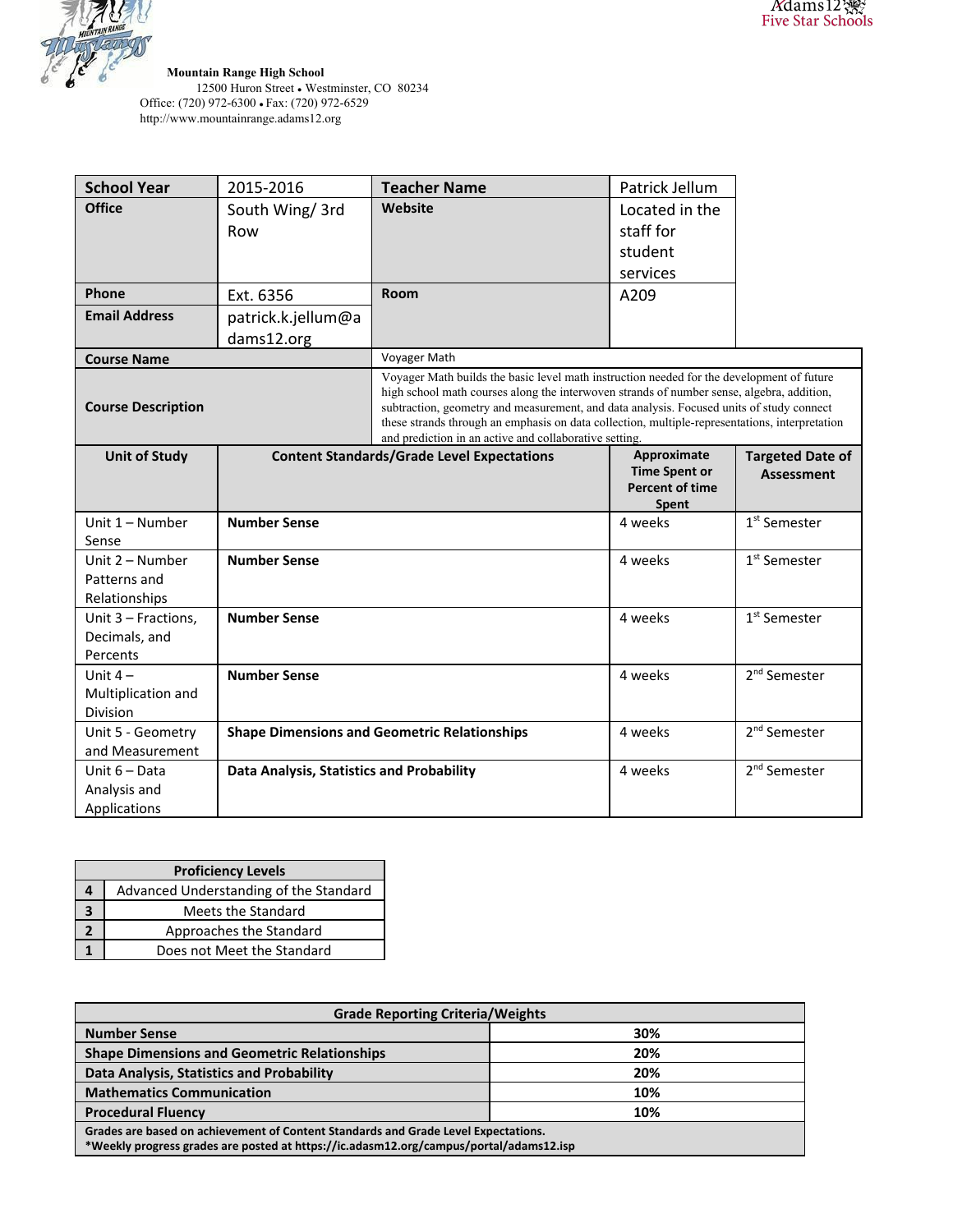**Mountain Range High School**
12500 Huron Street • Westminster, CO 80234
Office: (720) 972-6300 • Fax: (720) 972-6529
http://www.mountainrange.adams12.org

Adams12
Five Star Schools

| School Year | 2015-2016 | Teacher Name | Patrick Jellum |
|---|---|---|---|
| Office | South Wing/ 3rd Row | Website | Located in the staff for student services |
| Phone | Ext. 6356 | Room | A209 |
| Email Address | patrick.k.jellum@adams12.org | | |

| Course Name | Voyager Math |
|---|---|
| Course Description | Voyager Math builds the basic level math instruction needed for the development of future high school math courses along the interwoven strands of number sense, algebra, addition, subtraction, geometry and measurement, and data analysis. Focused units of study connect these strands through an emphasis on data collection, multiple-representations, interpretation and prediction in an active and collaborative setting. |

| Unit of Study | Content Standards/Grade Level Expectations | Approximate Time Spent or Percent of time Spent | Targeted Date of Assessment |
|---|---|---|---|
| Unit 1 – Number Sense | **Number Sense** | 4 weeks | 1st Semester |
| Unit 2 – Number Patterns and Relationships | **Number Sense** | 4 weeks | 1st Semester |
| Unit 3 – Fractions, Decimals, and Percents | **Number Sense** | 4 weeks | 1st Semester |
| Unit 4 – Multiplication and Division | **Number Sense** | 4 weeks | 2nd Semester |
| Unit 5 - Geometry and Measurement | **Shape Dimensions and Geometric Relationships** | 4 weeks | 2nd Semester |
| Unit 6 – Data Analysis and Applications | **Data Analysis, Statistics and Probability** | 4 weeks | 2nd Semester |

| Proficiency Levels | |
|---|---|
| 4 | Advanced Understanding of the Standard |
| 3 | Meets the Standard |
| 2 | Approaches the Standard |
| 1 | Does not Meet the Standard |

| Grade Reporting Criteria/Weights | |
|---|---|
| **Number Sense** | **30%** |
| **Shape Dimensions and Geometric Relationships** | **20%** |
| **Data Analysis, Statistics and Probability** | **20%** |
| **Mathematics Communication** | **10%** |
| **Procedural Fluency** | **10%** |

**Grades are based on achievement of Content Standards and Grade Level Expectations.**
**\*Weekly progress grades are posted at https://ic.adasm12.org/campus/portal/adams12.isp**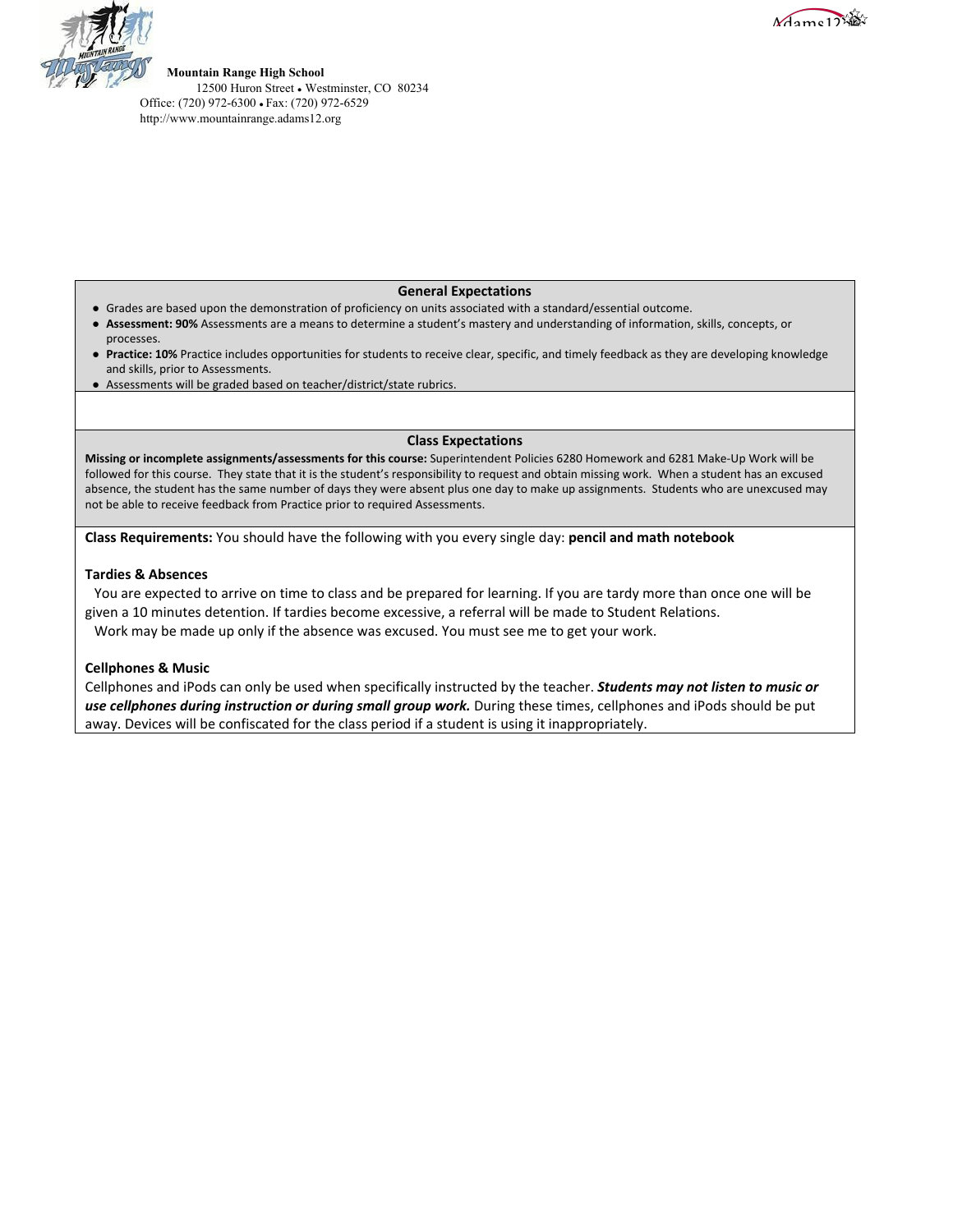**Mountain Range High School**
12500 Huron Street • Westminster, CO 80234
Office: (720) 972-6300 • Fax: (720) 972-6529
http://www.mountainrange.adams12.org

### General Expectations

- Grades are based upon the demonstration of proficiency on units associated with a standard/essential outcome.
- **Assessment: 90%** Assessments are a means to determine a student's mastery and understanding of information, skills, concepts, or processes.
- **Practice: 10%** Practice includes opportunities for students to receive clear, specific, and timely feedback as they are developing knowledge and skills, prior to Assessments.
- Assessments will be graded based on teacher/district/state rubrics.

### Class Expectations

**Missing or incomplete assignments/assessments for this course:** Superintendent Policies 6280 Homework and 6281 Make-Up Work will be followed for this course. They state that it is the student's responsibility to request and obtain missing work. When a student has an excused absence, the student has the same number of days they were absent plus one day to make up assignments. Students who are unexcused may not be able to receive feedback from Practice prior to required Assessments.

**Class Requirements:** You should have the following with you every single day: **pencil and math notebook**

**Tardies & Absences**

You are expected to arrive on time to class and be prepared for learning. If you are tardy more than once one will be given a 10 minutes detention. If tardies become excessive, a referral will be made to Student Relations.

Work may be made up only if the absence was excused. You must see me to get your work.

**Cellphones & Music**

Cellphones and iPods can only be used when specifically instructed by the teacher. ***Students may not listen to music or use cellphones during instruction or during small group work.*** During these times, cellphones and iPods should be put away. Devices will be confiscated for the class period if a student is using it inappropriately.